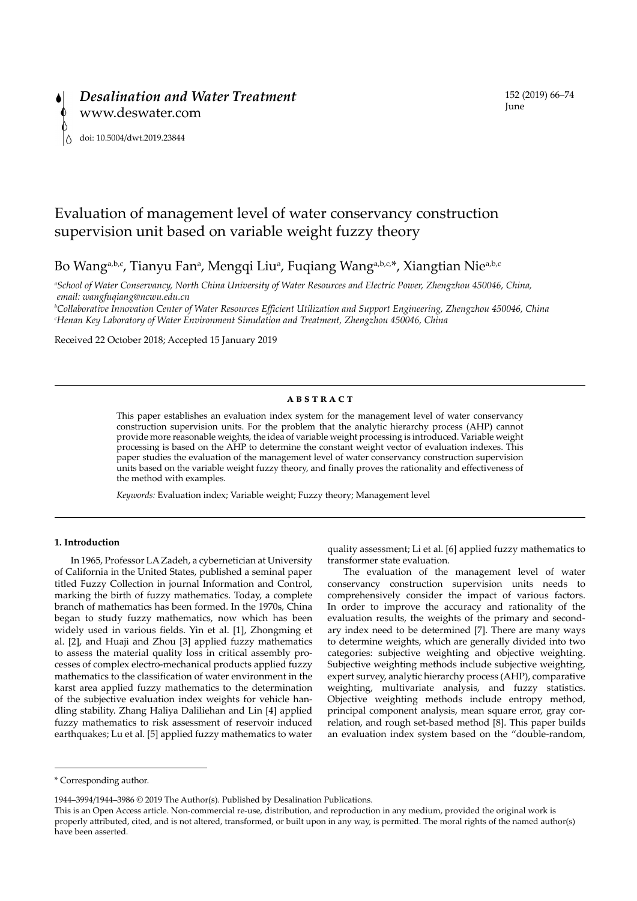*Desalination and Water Treatment*
www.deswater.com

doi: 10.5004/dwt.2019.23844

# Evaluation of management level of water conservancy construction supervision unit based on variable weight fuzzy theory

Bo Wang[a,b,c], Tianyu Fan[a], Mengqi Liu[a], Fuqiang Wang[a,b,c,*], Xiangtian Nie[a,b,c]

[a]*School of Water Conservancy, North China University of Water Resources and Electric Power, Zhengzhou 450046, China, email: wangfuqiang@ncwu.edu.cn*
[b]*Collaborative Innovation Center of Water Resources Efficient Utilization and Support Engineering, Zhengzhou 450046, China*
[c]*Henan Key Laboratory of Water Environment Simulation and Treatment, Zhengzhou 450046, China*

Received 22 October 2018; Accepted 15 January 2019

## ABSTRACT

This paper establishes an evaluation index system for the management level of water conservancy construction supervision units. For the problem that the analytic hierarchy process (AHP) cannot provide more reasonable weights, the idea of variable weight processing is introduced. Variable weight processing is based on the AHP to determine the constant weight vector of evaluation indexes. This paper studies the evaluation of the management level of water conservancy construction supervision units based on the variable weight fuzzy theory, and finally proves the rationality and effectiveness of the method with examples.

*Keywords:* Evaluation index; Variable weight; Fuzzy theory; Management level

## 1. Introduction

In 1965, Professor LA Zadeh, a cybernetician at University of California in the United States, published a seminal paper titled Fuzzy Collection in journal Information and Control, marking the birth of fuzzy mathematics. Today, a complete branch of mathematics has been formed. In the 1970s, China began to study fuzzy mathematics, now which has been widely used in various fields. Yin et al. [1], Zhongming et al. [2], and Huaji and Zhou [3] applied fuzzy mathematics to assess the material quality loss in critical assembly processes of complex electro-mechanical products applied fuzzy mathematics to the classification of water environment in the karst area applied fuzzy mathematics to the determination of the subjective evaluation index weights for vehicle handling stability. Zhang Haliya Daliliehan and Lin [4] applied fuzzy mathematics to risk assessment of reservoir induced earthquakes; Lu et al. [5] applied fuzzy mathematics to water quality assessment; Li et al. [6] applied fuzzy mathematics to transformer state evaluation.

The evaluation of the management level of water conservancy construction supervision units needs to comprehensively consider the impact of various factors. In order to improve the accuracy and rationality of the evaluation results, the weights of the primary and secondary index need to be determined [7]. There are many ways to determine weights, which are generally divided into two categories: subjective weighting and objective weighting. Subjective weighting methods include subjective weighting, expert survey, analytic hierarchy process (AHP), comparative weighting, multivariate analysis, and fuzzy statistics. Objective weighting methods include entropy method, principal component analysis, mean square error, gray correlation, and rough set-based method [8]. This paper builds an evaluation index system based on the "double-random,

* Corresponding author.

1944–3994/1944–3986 © 2019 The Author(s). Published by Desalination Publications.
This is an Open Access article. Non-commercial re-use, distribution, and reproduction in any medium, provided the original work is properly attributed, cited, and is not altered, transformed, or built upon in any way, is permitted. The moral rights of the named author(s) have been asserted.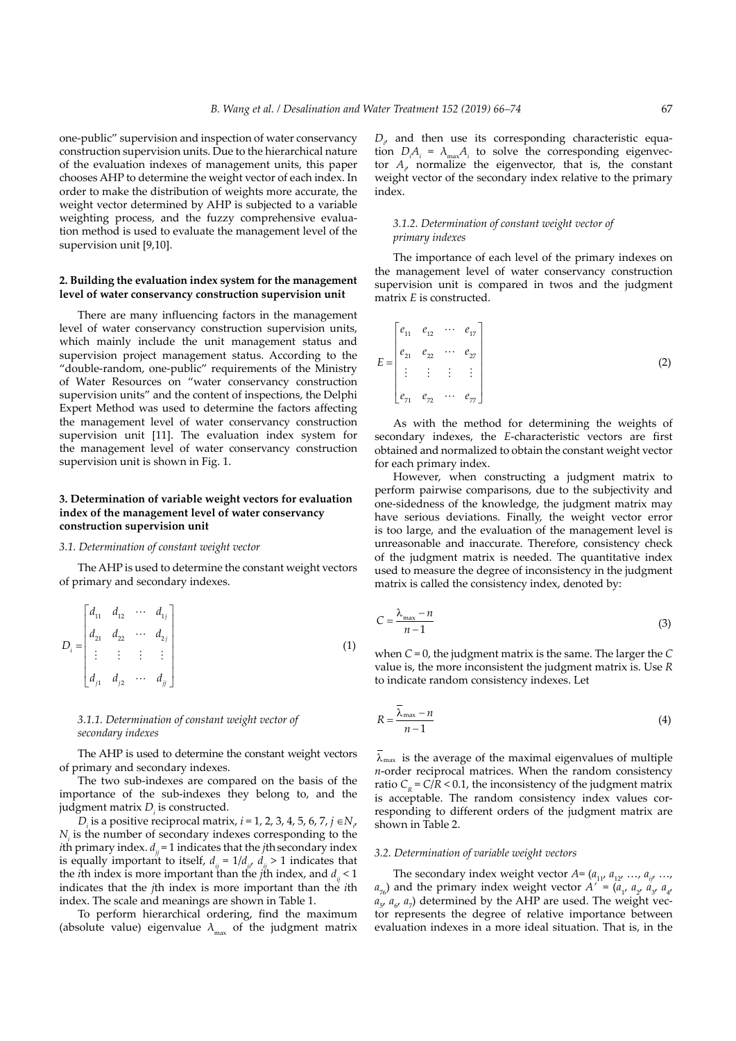one-public" supervision and inspection of water conservancy construction supervision units. Due to the hierarchical nature of the evaluation indexes of management units, this paper chooses AHP to determine the weight vector of each index. In order to make the distribution of weights more accurate, the weight vector determined by AHP is subjected to a variable weighting process, and the fuzzy comprehensive evaluation method is used to evaluate the management level of the supervision unit [9,10].

## 2. Building the evaluation index system for the management level of water conservancy construction supervision unit

There are many influencing factors in the management level of water conservancy construction supervision units, which mainly include the unit management status and supervision project management status. According to the "double-random, one-public" requirements of the Ministry of Water Resources on "water conservancy construction supervision units" and the content of inspections, the Delphi Expert Method was used to determine the factors affecting the management level of water conservancy construction supervision unit [11]. The evaluation index system for the management level of water conservancy construction supervision unit is shown in Fig. 1.

## 3. Determination of variable weight vectors for evaluation index of the management level of water conservancy construction supervision unit

### 3.1. Determination of constant weight vector

The AHP is used to determine the constant weight vectors of primary and secondary indexes.

$$D_i = \begin{bmatrix} d_{11} & d_{12} & \cdots & d_{1j} \\ d_{21} & d_{22} & \cdots & d_{2j} \\ \vdots & \vdots & \vdots & \vdots \\ d_{j1} & d_{j2} & \cdots & d_{jj} \end{bmatrix} \tag{1}$$

#### 3.1.1. Determination of constant weight vector of secondary indexes

The AHP is used to determine the constant weight vectors of primary and secondary indexes.

The two sub-indexes are compared on the basis of the importance of the sub-indexes they belong to, and the judgment matrix $D_i$ is constructed.

$D_i$ is a positive reciprocal matrix, $i = 1, 2, 3, 4, 5, 6, 7$, $j \in N_i$, $N_i$ is the number of secondary indexes corresponding to the $i$th primary index. $d_{jj} = 1$ indicates that the $j$th secondary index is equally important to itself, $d_{ij} = 1/d_{ji}$, $d_{ij} > 1$ indicates that the $i$th index is more important than the $j$th index, and $d_{ij} < 1$ indicates that the $j$th index is more important than the $i$th index. The scale and meanings are shown in Table 1.

To perform hierarchical ordering, find the maximum (absolute value) eigenvalue $\lambda_{\max}$ of the judgment matrix $D_i$, and then use its corresponding characteristic equation $D_i A_i = \lambda_{\max} A_i$ to solve the corresponding eigenvector $A_i$, normalize the eigenvector, that is, the constant weight vector of the secondary index relative to the primary index.

#### 3.1.2. Determination of constant weight vector of primary indexes

The importance of each level of the primary indexes on the management level of water conservancy construction supervision unit is compared in twos and the judgment matrix $E$ is constructed.

$$E = \begin{bmatrix} e_{11} & e_{12} & \cdots & e_{17} \\ e_{21} & e_{22} & \cdots & e_{27} \\ \vdots & \vdots & \vdots & \vdots \\ e_{71} & e_{72} & \cdots & e_{77} \end{bmatrix} \tag{2}$$

As with the method for determining the weights of secondary indexes, the $E$-characteristic vectors are first obtained and normalized to obtain the constant weight vector for each primary index.

However, when constructing a judgment matrix to perform pairwise comparisons, due to the subjectivity and one-sidedness of the knowledge, the judgment matrix may have serious deviations. Finally, the weight vector error is too large, and the evaluation of the management level is unreasonable and inaccurate. Therefore, consistency check of the judgment matrix is needed. The quantitative index used to measure the degree of inconsistency in the judgment matrix is called the consistency index, denoted by:

$$C = \frac{\lambda_{\max} - n}{n - 1} \tag{3}$$

when $C = 0$, the judgment matrix is the same. The larger the $C$ value is, the more inconsistent the judgment matrix is. Use $R$ to indicate random consistency indexes. Let

$$R = \frac{\overline{\lambda}_{\max} - n}{n - 1} \tag{4}$$

$\overline{\lambda}_{\max}$ is the average of the maximal eigenvalues of multiple $n$-order reciprocal matrices. When the random consistency ratio $C_R = C/R < 0.1$, the inconsistency of the judgment matrix is acceptable. The random consistency index values corresponding to different orders of the judgment matrix are shown in Table 2.

### 3.2. Determination of variable weight vectors

The secondary index weight vector $A = (a_{11}, a_{12}, \ldots, a_{ij}, \ldots, a_{76})$ and the primary index weight vector $A' = (a_1, a_2, a_3, a_4, a_5, a_6, a_7)$ determined by the AHP are used. The weight vector represents the degree of relative importance between evaluation indexes in a more ideal situation. That is, in the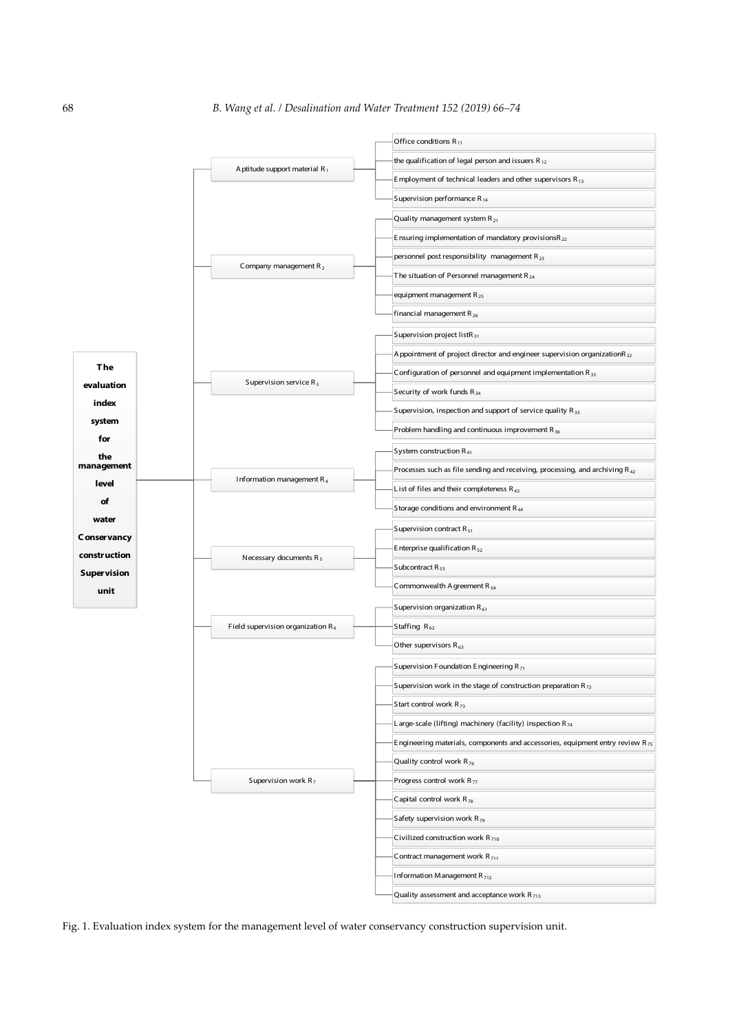- **The evaluation index system for the management level of water Conservancy construction Supervision unit**
  - Aptitude support material $R_1$
    - Office conditions $R_{11}$
    - the qualification of legal person and issuers $R_{12}$
    - Employment of technical leaders and other supervisors $R_{13}$
    - Supervision performance $R_{14}$
  - Company management $R_2$
    - Quality management system $R_{21}$
    - Ensuring implementation of mandatory provisions$R_{22}$
    - personnel post responsibility management $R_{23}$
    - The situation of Personnel management $R_{24}$
    - equipment management $R_{25}$
    - financial management $R_{26}$
  - Supervision service $R_3$
    - Supervision project list$R_{31}$
    - Appointment of project director and engineer supervision organization$R_{32}$
    - Configuration of personnel and equipment implementation $R_{33}$
    - Security of work funds $R_{34}$
    - Supervision, inspection and support of service quality $R_{35}$
    - Problem handling and continuous improvement $R_{36}$
  - Information management $R_4$
    - System construction $R_{41}$
    - Processes such as file sending and receiving, processing, and archiving $R_{42}$
    - List of files and their completeness $R_{43}$
    - Storage conditions and environment $R_{44}$
  - Necessary documents $R_5$
    - Supervision contract $R_{51}$
    - Enterprise qualification $R_{52}$
    - Subcontract $R_{53}$
    - Commonwealth Agreement $R_{54}$
  - Field supervision organization $R_6$
    - Supervision organization $R_{61}$
    - Staffing $R_{62}$
    - Other supervisors $R_{63}$
  - Supervision work $R_7$
    - Supervision Foundation Engineering $R_{71}$
    - Supervision work in the stage of construction preparation $R_{72}$
    - Start control work $R_{73}$
    - Large-scale (lifting) machinery (facility) inspection $R_{74}$
    - Engineering materials, components and accessories, equipment entry review $R_{75}$
    - Quality control work $R_{76}$
    - Progress control work $R_{77}$
    - Capital control work $R_{78}$
    - Safety supervision work $R_{79}$
    - Civilized construction work $R_{710}$
    - Contract management work $R_{711}$
    - Information Management $R_{712}$
    - Quality assessment and acceptance work $R_{713}$

Fig. 1. Evaluation index system for the management level of water conservancy construction supervision unit.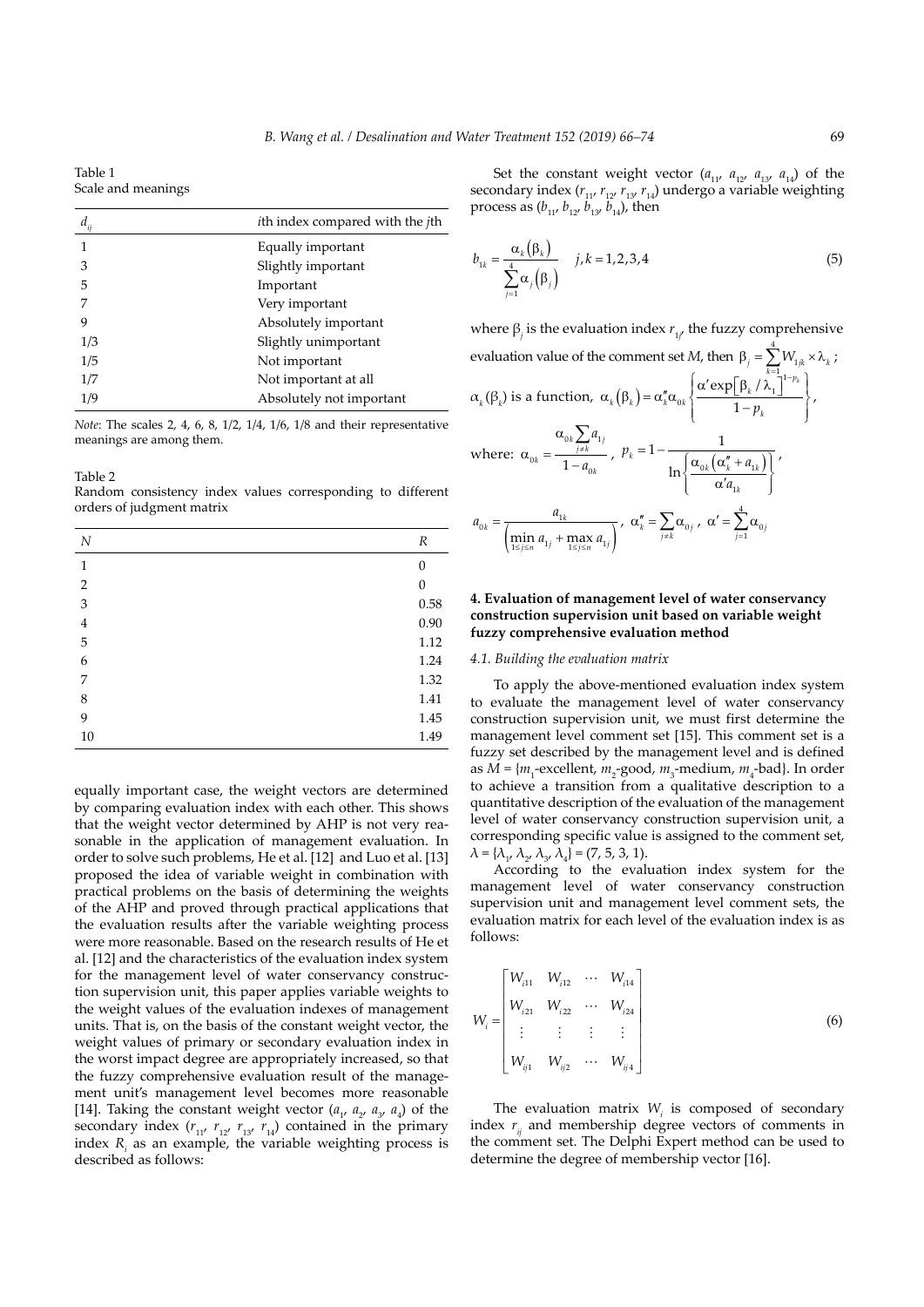Table 1
Scale and meanings

| $d_{ij}$ | *i*th index compared with the *j*th |
|---|---|
| 1 | Equally important |
| 3 | Slightly important |
| 5 | Important |
| 7 | Very important |
| 9 | Absolutely important |
| 1/3 | Slightly unimportant |
| 1/5 | Not important |
| 1/7 | Not important at all |
| 1/9 | Absolutely not important |

*Note*: The scales 2, 4, 6, 8, 1/2, 1/4, 1/6, 1/8 and their representative meanings are among them.

Table 2
Random consistency index values corresponding to different orders of judgment matrix

| $N$ | $R$ |
|---|---|
| 1 | 0 |
| 2 | 0 |
| 3 | 0.58 |
| 4 | 0.90 |
| 5 | 1.12 |
| 6 | 1.24 |
| 7 | 1.32 |
| 8 | 1.41 |
| 9 | 1.45 |
| 10 | 1.49 |

equally important case, the weight vectors are determined by comparing evaluation index with each other. This shows that the weight vector determined by AHP is not very reasonable in the application of management evaluation. In order to solve such problems, He et al. [12] and Luo et al. [13] proposed the idea of variable weight in combination with practical problems on the basis of determining the weights of the AHP and proved through practical applications that the evaluation results after the variable weighting process were more reasonable. Based on the research results of He et al. [12] and the characteristics of the evaluation index system for the management level of water conservancy construction supervision unit, this paper applies variable weights to the weight values of the evaluation indexes of management units. That is, on the basis of the constant weight vector, the weight values of primary or secondary evaluation index in the worst impact degree are appropriately increased, so that the fuzzy comprehensive evaluation result of the management unit's management level becomes more reasonable [14]. Taking the constant weight vector $(a_1, a_2, a_3, a_4)$ of the secondary index $(r_{11}, r_{12}, r_{13}, r_{14})$ contained in the primary index $R_i$ as an example, the variable weighting process is described as follows:

Set the constant weight vector $(a_{11}, a_{12}, a_{13}, a_{14})$ of the secondary index $(r_{11}, r_{12}, r_{13}, r_{14})$ undergo a variable weighting process as $(b_{11}, b_{12}, b_{13}, b_{14})$, then

$$b_{1k} = \frac{\alpha_k(\beta_k)}{\sum_{j=1}^{4} \alpha_j(\beta_j)} \quad j,k = 1,2,3,4 \tag{5}$$

where $\beta_j$ is the evaluation index $r_{1j}$, the fuzzy comprehensive evaluation value of the comment set $M$, then $\beta_j = \sum_{k=1}^{4} W_{1jk} \times \lambda_k$; $\alpha_k(\beta_k)$ is a function, $\alpha_k(\beta_k) = \alpha_k'' \alpha_{0k} \left\{ \frac{\alpha' \exp\left[\beta_k / \lambda_1\right]^{1-p_k}}{1-p_k} \right\}$,

where: $\alpha_{0k} = \frac{\alpha_{0k} \sum_{j \neq k} a_{1j}}{1 - a_{0k}}$, $p_k = 1 - \frac{1}{\ln\left\{ \frac{\alpha_{0k}\left(\alpha_k'' + a_{1k}\right)}{\alpha' a_{1k}} \right\}}$,

$a_{0k} = \frac{a_{1k}}{\left( \min_{1 \le j \le n} a_{1j} + \max_{1 \le j \le n} a_{1j} \right)}$, $\alpha_k'' = \sum_{j \neq k} \alpha_{0j}$, $\alpha' = \sum_{j=1}^{4} \alpha_{0j}$

## 4. Evaluation of management level of water conservancy construction supervision unit based on variable weight fuzzy comprehensive evaluation method

### 4.1. Building the evaluation matrix

To apply the above-mentioned evaluation index system to evaluate the management level of water conservancy construction supervision unit, we must first determine the management level comment set [15]. This comment set is a fuzzy set described by the management level and is defined as $M$ = {$m_1$-excellent, $m_2$-good, $m_3$-medium, $m_4$-bad}. In order to achieve a transition from a qualitative description to a quantitative description of the evaluation of the management level of water conservancy construction supervision unit, a corresponding specific value is assigned to the comment set, $\lambda = \{\lambda_1, \lambda_2, \lambda_3, \lambda_4\} = (7, 5, 3, 1)$.

According to the evaluation index system for the management level of water conservancy construction supervision unit and management level comment sets, the evaluation matrix for each level of the evaluation index is as follows:

$$W_i = \begin{bmatrix} W_{i11} & W_{i12} & \cdots & W_{i14} \\ W_{i21} & W_{i22} & \cdots & W_{i24} \\ \vdots & \vdots & \vdots & \vdots \\ W_{ij1} & W_{ij2} & \cdots & W_{ij4} \end{bmatrix} \tag{6}$$

The evaluation matrix $W_i$ is composed of secondary index $r_{ij}$ and membership degree vectors of comments in the comment set. The Delphi Expert method can be used to determine the degree of membership vector [16].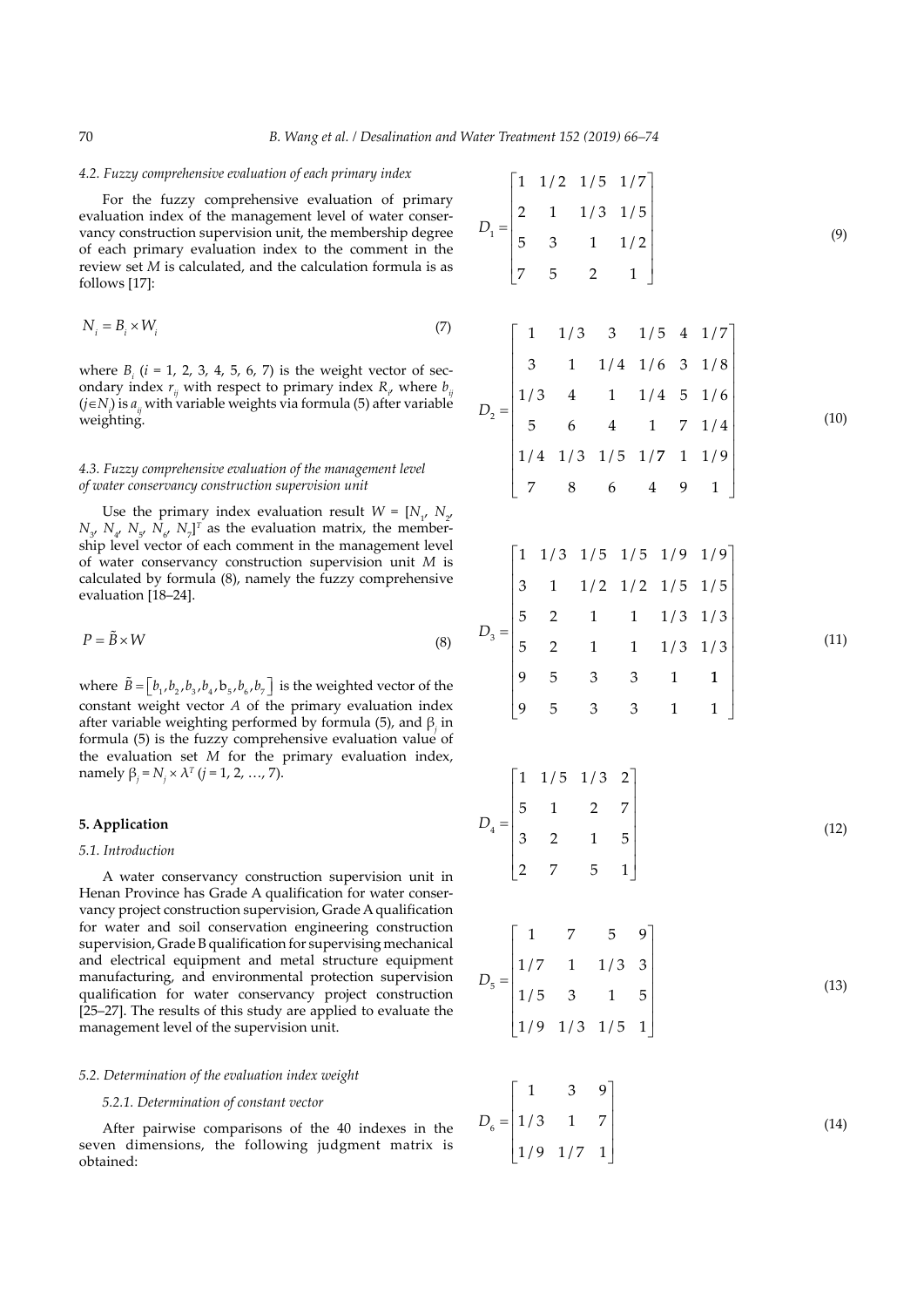### 4.2. Fuzzy comprehensive evaluation of each primary index

For the fuzzy comprehensive evaluation of primary evaluation index of the management level of water conservancy construction supervision unit, the membership degree of each primary evaluation index to the comment in the review set $M$ is calculated, and the calculation formula is as follows [17]:

$$N_i = B_i \times W_i \tag{7}$$

where $B_i$ ($i$ = 1, 2, 3, 4, 5, 6, 7) is the weight vector of secondary index $r_{ij}$ with respect to primary index $R_i$, where $b_{ij}$ ($j \in N_i$) is $a_{ij}$ with variable weights via formula (5) after variable weighting.

### 4.3. Fuzzy comprehensive evaluation of the management level of water conservancy construction supervision unit

Use the primary index evaluation result $W = [N_1, N_2, N_3, N_4, N_5, N_6, N_7]^T$ as the evaluation matrix, the membership level vector of each comment in the management level of water conservancy construction supervision unit $M$ is calculated by formula (8), namely the fuzzy comprehensive evaluation [18–24].

$$P = \tilde{B} \times W \tag{8}$$

where $\tilde{B} = [b_1, b_2, b_3, b_4, b_5, b_6, b_7]$ is the weighted vector of the constant weight vector $A$ of the primary evaluation index after variable weighting performed by formula (5), and $\beta_j$ in formula (5) is the fuzzy comprehensive evaluation value of the evaluation set $M$ for the primary evaluation index, namely $\beta_j = N_j \times \lambda^T$ ($j$ = 1, 2, …, 7).

## 5. Application

### 5.1. Introduction

A water conservancy construction supervision unit in Henan Province has Grade A qualification for water conservancy project construction supervision, Grade A qualification for water and soil conservation engineering construction supervision, Grade B qualification for supervising mechanical and electrical equipment and metal structure equipment manufacturing, and environmental protection supervision qualification for water conservancy project construction [25–27]. The results of this study are applied to evaluate the management level of the supervision unit.

### 5.2. Determination of the evaluation index weight

#### 5.2.1. Determination of constant vector

After pairwise comparisons of the 40 indexes in the seven dimensions, the following judgment matrix is obtained:

$$D_1 = \begin{bmatrix} 1 & 1/2 & 1/5 & 1/7 \\ 2 & 1 & 1/3 & 1/5 \\ 5 & 3 & 1 & 1/2 \\ 7 & 5 & 2 & 1 \end{bmatrix} \tag{9}$$

$$D_2 = \begin{bmatrix} 1 & 1/3 & 3 & 1/5 & 4 & 1/7 \\ 3 & 1 & 1/4 & 1/6 & 3 & 1/8 \\ 1/3 & 4 & 1 & 1/4 & 5 & 1/6 \\ 5 & 6 & 4 & 1 & 7 & 1/4 \\ 1/4 & 1/3 & 1/5 & 1/7 & 1 & 1/9 \\ 7 & 8 & 6 & 4 & 9 & 1 \end{bmatrix} \tag{10}$$

$$D_3 = \begin{bmatrix} 1 & 1/3 & 1/5 & 1/5 & 1/9 & 1/9 \\ 3 & 1 & 1/2 & 1/2 & 1/5 & 1/5 \\ 5 & 2 & 1 & 1 & 1/3 & 1/3 \\ 5 & 2 & 1 & 1 & 1/3 & 1/3 \\ 9 & 5 & 3 & 3 & 1 & 1 \\ 9 & 5 & 3 & 3 & 1 & 1 \end{bmatrix} \tag{11}$$

$$D_4 = \begin{bmatrix} 1 & 1/5 & 1/3 & 2 \\ 5 & 1 & 2 & 7 \\ 3 & 2 & 1 & 5 \\ 2 & 7 & 5 & 1 \end{bmatrix} \tag{12}$$

$$D_5 = \begin{bmatrix} 1 & 7 & 5 & 9 \\ 1/7 & 1 & 1/3 & 3 \\ 1/5 & 3 & 1 & 5 \\ 1/9 & 1/3 & 1/5 & 1 \end{bmatrix} \tag{13}$$

$$D_6 = \begin{bmatrix} 1 & 3 & 9 \\ 1/3 & 1 & 7 \\ 1/9 & 1/7 & 1 \end{bmatrix} \tag{14}$$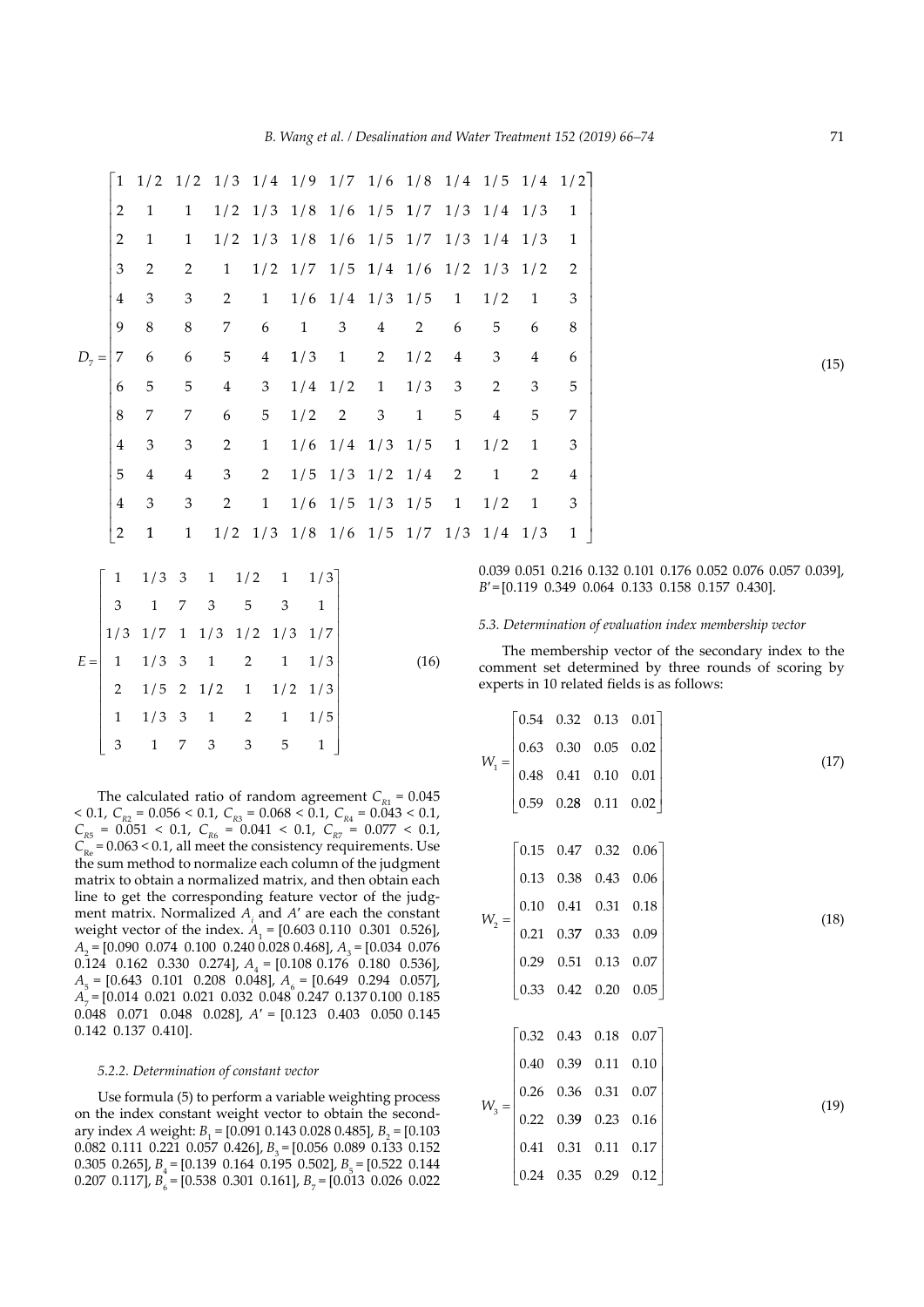$$D_7 = \begin{bmatrix} 1 & 1/2 & 1/2 & 1/3 & 1/4 & 1/9 & 1/7 & 1/6 & 1/8 & 1/4 & 1/5 & 1/4 & 1/2 \\ 2 & 1 & 1 & 1/2 & 1/3 & 1/8 & 1/6 & 1/5 & 1/7 & 1/3 & 1/4 & 1/3 & 1 \\ 2 & 1 & 1 & 1/2 & 1/3 & 1/8 & 1/6 & 1/5 & 1/7 & 1/3 & 1/4 & 1/3 & 1 \\ 3 & 2 & 2 & 1 & 1/2 & 1/7 & 1/5 & 1/4 & 1/6 & 1/2 & 1/3 & 1/2 & 2 \\ 4 & 3 & 3 & 2 & 1 & 1/6 & 1/4 & 1/3 & 1/5 & 1 & 1/2 & 1 & 3 \\ 9 & 8 & 8 & 7 & 6 & 1 & 3 & 4 & 2 & 6 & 5 & 6 & 8 \\ 7 & 6 & 6 & 5 & 4 & 1/3 & 1 & 2 & 1/2 & 4 & 3 & 4 & 6 \\ 6 & 5 & 5 & 4 & 3 & 1/4 & 1/2 & 1 & 1/3 & 3 & 2 & 3 & 5 \\ 8 & 7 & 7 & 6 & 5 & 1/2 & 2 & 3 & 1 & 5 & 4 & 5 & 7 \\ 4 & 3 & 3 & 2 & 1 & 1/6 & 1/4 & 1/3 & 1/5 & 1 & 1/2 & 1 & 3 \\ 5 & 4 & 4 & 3 & 2 & 1/5 & 1/3 & 1/2 & 1/4 & 2 & 1 & 2 & 4 \\ 4 & 3 & 3 & 2 & 1 & 1/6 & 1/5 & 1/3 & 1/5 & 1 & 1/2 & 1 & 3 \\ 2 & 1 & 1 & 1/2 & 1/3 & 1/8 & 1/6 & 1/5 & 1/7 & 1/3 & 1/4 & 1/3 & 1 \end{bmatrix} \tag{15}$$

$$E = \begin{bmatrix} 1 & 1/3 & 3 & 1 & 1/2 & 1 & 1/3 \\ 3 & 1 & 7 & 3 & 5 & 3 & 1 \\ 1/3 & 1/7 & 1 & 1/3 & 1/2 & 1/3 & 1/7 \\ 1 & 1/3 & 3 & 1 & 2 & 1 & 1/3 \\ 2 & 1/5 & 2 & 1/2 & 1 & 1/2 & 1/3 \\ 1 & 1/3 & 3 & 1 & 2 & 1 & 1/5 \\ 3 & 1 & 7 & 3 & 3 & 5 & 1 \end{bmatrix} \tag{16}$$

The calculated ratio of random agreement $C_{R1} = 0.045 < 0.1$, $C_{R2} = 0.056 < 0.1$, $C_{R3} = 0.068 < 0.1$, $C_{R4} = 0.043 < 0.1$, $C_{R5} = 0.051 < 0.1$, $C_{R6} = 0.041 < 0.1$, $C_{R7} = 0.077 < 0.1$, $C_{Re} = 0.063 < 0.1$, all meet the consistency requirements. Use the sum method to normalize each column of the judgment matrix to obtain a normalized matrix, and then obtain each line to get the corresponding feature vector of the judgment matrix. Normalized $A_i$ and $A'$ are each the constant weight vector of the index. $A_1$ = [0.603 0.110 0.301 0.526], $A_2$ = [0.090 0.074 0.100 0.240 0.028 0.468], $A_3$ = [0.034 0.076 0.124 0.162 0.330 0.274], $A_4$ = [0.108 0.176 0.180 0.536], $A_5$ = [0.643 0.101 0.208 0.048], $A_6$ = [0.649 0.294 0.057], $A_7$ = [0.014 0.021 0.021 0.032 0.048 0.247 0.137 0.100 0.185 0.048 0.071 0.048 0.028], $A'$ = [0.123 0.403 0.050 0.145 0.142 0.137 0.410].

#### 5.2.2. Determination of constant vector

Use formula (5) to perform a variable weighting process on the index constant weight vector to obtain the secondary index $A$ weight: $B_1$ = [0.091 0.143 0.028 0.485], $B_2$ = [0.103 0.082 0.111 0.221 0.057 0.426], $B_3$ = [0.056 0.089 0.133 0.152 0.305 0.265], $B_4$ = [0.139 0.164 0.195 0.502], $B_5$ = [0.522 0.144 0.207 0.117], $B_6$ = [0.538 0.301 0.161], $B_7$ = [0.013 0.026 0.022 0.039 0.051 0.216 0.132 0.101 0.176 0.052 0.076 0.057 0.039], $B'$ = [0.119 0.349 0.064 0.133 0.158 0.157 0.430].

#### 5.3. Determination of evaluation index membership vector

The membership vector of the secondary index to the comment set determined by three rounds of scoring by experts in 10 related fields is as follows:

$$W_1 = \begin{bmatrix} 0.54 & 0.32 & 0.13 & 0.01 \\ 0.63 & 0.30 & 0.05 & 0.02 \\ 0.48 & 0.41 & 0.10 & 0.01 \\ 0.59 & 0.28 & 0.11 & 0.02 \end{bmatrix} \tag{17}$$

$$W_2 = \begin{bmatrix} 0.15 & 0.47 & 0.32 & 0.06 \\ 0.13 & 0.38 & 0.43 & 0.06 \\ 0.10 & 0.41 & 0.31 & 0.18 \\ 0.21 & 0.37 & 0.33 & 0.09 \\ 0.29 & 0.51 & 0.13 & 0.07 \\ 0.33 & 0.42 & 0.20 & 0.05 \end{bmatrix} \tag{18}$$

$$W_3 = \begin{bmatrix} 0.32 & 0.43 & 0.18 & 0.07 \\ 0.40 & 0.39 & 0.11 & 0.10 \\ 0.26 & 0.36 & 0.31 & 0.07 \\ 0.22 & 0.39 & 0.23 & 0.16 \\ 0.41 & 0.31 & 0.11 & 0.17 \\ 0.24 & 0.35 & 0.29 & 0.12 \end{bmatrix} \tag{19}$$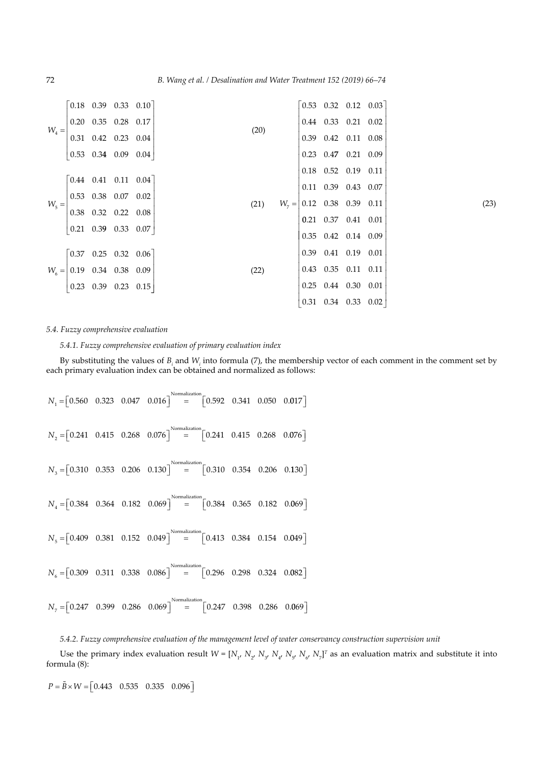$$W_4 = \begin{bmatrix} 0.18 & 0.39 & 0.33 & 0.10 \\ 0.20 & 0.35 & 0.28 & 0.17 \\ 0.31 & 0.42 & 0.23 & 0.04 \\ 0.53 & 0.34 & 0.09 & 0.04 \end{bmatrix} \tag{20}$$

$$W_5 = \begin{bmatrix} 0.44 & 0.41 & 0.11 & 0.04 \\ 0.53 & 0.38 & 0.07 & 0.02 \\ 0.38 & 0.32 & 0.22 & 0.08 \\ 0.21 & 0.39 & 0.33 & 0.07 \end{bmatrix} \tag{21}$$

$$W_6 = \begin{bmatrix} 0.37 & 0.25 & 0.32 & 0.06 \\ 0.19 & 0.34 & 0.38 & 0.09 \\ 0.23 & 0.39 & 0.23 & 0.15 \end{bmatrix} \tag{22}$$

$$W_7 = \begin{bmatrix} 0.53 & 0.32 & 0.12 & 0.03 \\ 0.44 & 0.33 & 0.21 & 0.02 \\ 0.39 & 0.42 & 0.11 & 0.08 \\ 0.23 & 0.47 & 0.21 & 0.09 \\ 0.18 & 0.52 & 0.19 & 0.11 \\ 0.11 & 0.39 & 0.43 & 0.07 \\ 0.12 & 0.38 & 0.39 & 0.11 \\ 0.21 & 0.37 & 0.41 & 0.01 \\ 0.35 & 0.42 & 0.14 & 0.09 \\ 0.39 & 0.41 & 0.19 & 0.01 \\ 0.43 & 0.35 & 0.11 & 0.11 \\ 0.25 & 0.44 & 0.30 & 0.01 \\ 0.31 & 0.34 & 0.33 & 0.02 \end{bmatrix} \tag{23}$$

### 5.4. Fuzzy comprehensive evaluation

#### 5.4.1. Fuzzy comprehensive evaluation of primary evaluation index

By substituting the values of $B_i$ and $W_i$ into formula (7), the membership vector of each comment in the comment set by each primary evaluation index can be obtained and normalized as follows:

$$N_1 = \begin{bmatrix} 0.560 & 0.323 & 0.047 & 0.016 \end{bmatrix} \overset{\text{Normalization}}{=} \begin{bmatrix} 0.592 & 0.341 & 0.050 & 0.017 \end{bmatrix}$$

$$N_2 = \begin{bmatrix} 0.241 & 0.415 & 0.268 & 0.076 \end{bmatrix} \overset{\text{Normalization}}{=} \begin{bmatrix} 0.241 & 0.415 & 0.268 & 0.076 \end{bmatrix}$$

$$N_3 = \begin{bmatrix} 0.310 & 0.353 & 0.206 & 0.130 \end{bmatrix} \overset{\text{Normalization}}{=} \begin{bmatrix} 0.310 & 0.354 & 0.206 & 0.130 \end{bmatrix}$$

$$N_4 = \begin{bmatrix} 0.384 & 0.364 & 0.182 & 0.069 \end{bmatrix} \overset{\text{Normalization}}{=} \begin{bmatrix} 0.384 & 0.365 & 0.182 & 0.069 \end{bmatrix}$$

$$N_5 = \begin{bmatrix} 0.409 & 0.381 & 0.152 & 0.049 \end{bmatrix} \overset{\text{Normalization}}{=} \begin{bmatrix} 0.413 & 0.384 & 0.154 & 0.049 \end{bmatrix}$$

$$N_6 = \begin{bmatrix} 0.309 & 0.311 & 0.338 & 0.086 \end{bmatrix} \overset{\text{Normalization}}{=} \begin{bmatrix} 0.296 & 0.298 & 0.324 & 0.082 \end{bmatrix}$$

$$N_7 = \begin{bmatrix} 0.247 & 0.399 & 0.286 & 0.069 \end{bmatrix} \overset{\text{Normalization}}{=} \begin{bmatrix} 0.247 & 0.398 & 0.286 & 0.069 \end{bmatrix}$$

#### 5.4.2. Fuzzy comprehensive evaluation of the management level of water conservancy construction supervision unit

Use the primary index evaluation result $W = [N_1, N_2, N_3, N_4, N_5, N_6, N_7]^T$ as an evaluation matrix and substitute it into formula (8):

$$P = \tilde{B} \times W = \begin{bmatrix} 0.443 & 0.535 & 0.335 & 0.096 \end{bmatrix}$$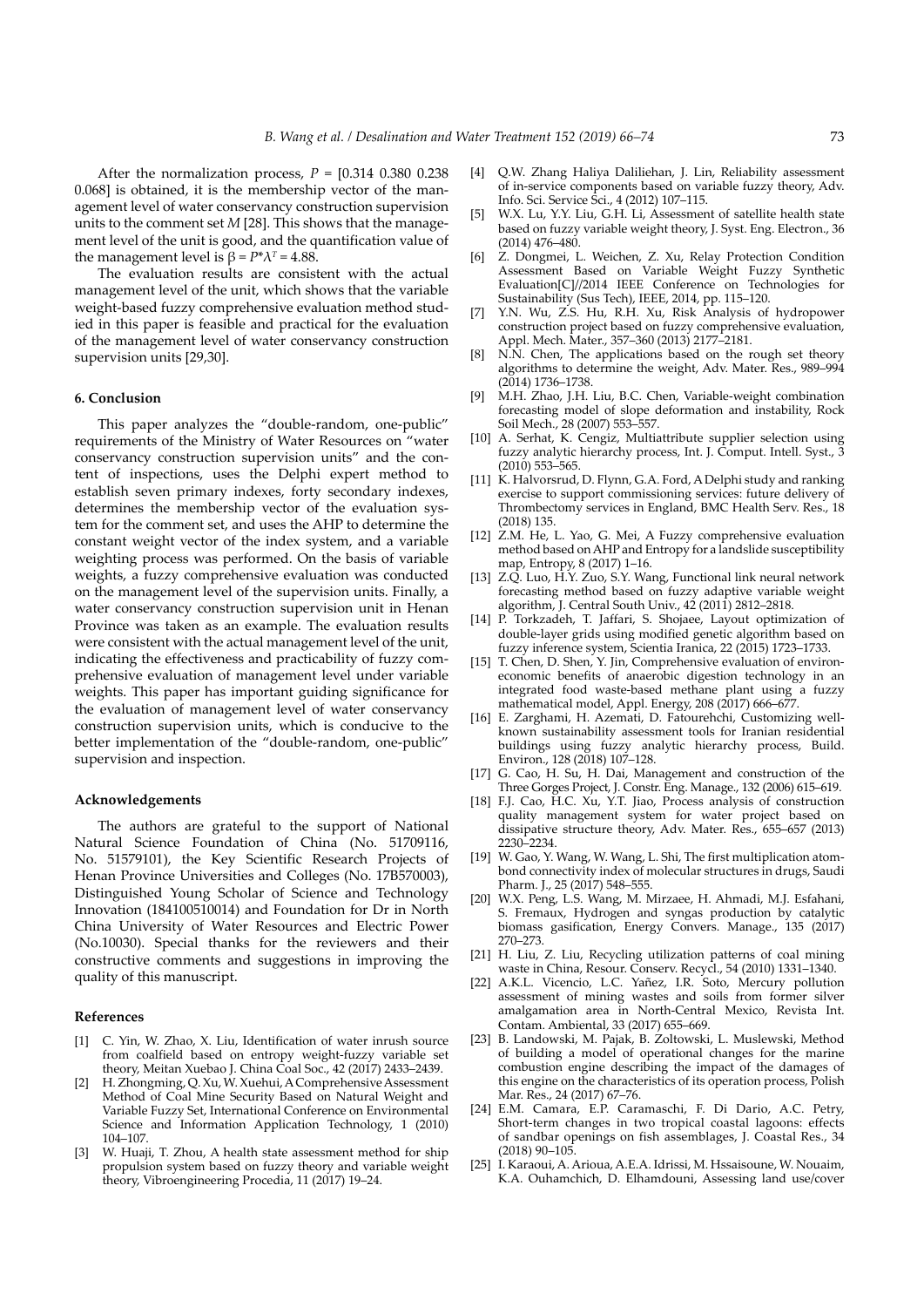After the normalization process, $P$ = [0.314 0.380 0.238 0.068] is obtained, it is the membership vector of the management level of water conservancy construction supervision units to the comment set $M$ [28]. This shows that the management level of the unit is good, and the quantification value of the management level is $\beta = P^*\lambda^T = 4.88$.

The evaluation results are consistent with the actual management level of the unit, which shows that the variable weight-based fuzzy comprehensive evaluation method studied in this paper is feasible and practical for the evaluation of the management level of water conservancy construction supervision units [29,30].

## 6. Conclusion

This paper analyzes the "double-random, one-public" requirements of the Ministry of Water Resources on "water conservancy construction supervision units" and the content of inspections, uses the Delphi expert method to establish seven primary indexes, forty secondary indexes, determines the membership vector of the evaluation system for the comment set, and uses the AHP to determine the constant weight vector of the index system, and a variable weighting process was performed. On the basis of variable weights, a fuzzy comprehensive evaluation was conducted on the management level of the supervision units. Finally, a water conservancy construction supervision unit in Henan Province was taken as an example. The evaluation results were consistent with the actual management level of the unit, indicating the effectiveness and practicability of fuzzy comprehensive evaluation of management level under variable weights. This paper has important guiding significance for the evaluation of management level of water conservancy construction supervision units, which is conducive to the better implementation of the "double-random, one-public" supervision and inspection.

## Acknowledgements

The authors are grateful to the support of National Natural Science Foundation of China (No. 51709116, No. 51579101), the Key Scientific Research Projects of Henan Province Universities and Colleges (No. 17B570003), Distinguished Young Scholar of Science and Technology Innovation (184100510014) and Foundation for Dr in North China University of Water Resources and Electric Power (No.10030). Special thanks for the reviewers and their constructive comments and suggestions in improving the quality of this manuscript.

## References

[1] C. Yin, W. Zhao, X. Liu, Identification of water inrush source from coalfield based on entropy weight-fuzzy variable set theory, Meitan Xuebao J. China Coal Soc., 42 (2017) 2433–2439.

[2] H. Zhongming, Q. Xu, W. Xuehui, A Comprehensive Assessment Method of Coal Mine Security Based on Natural Weight and Variable Fuzzy Set, International Conference on Environmental Science and Information Application Technology, 1 (2010) 104–107.

[3] W. Huaji, T. Zhou, A health state assessment method for ship propulsion system based on fuzzy theory and variable weight theory, Vibroengineering Procedia, 11 (2017) 19–24.

[4] Q.W. Zhang Haliya Daliliehan, J. Lin, Reliability assessment of in-service components based on variable fuzzy theory, Adv. Info. Sci. Service Sci., 4 (2012) 107–115.

[5] W.X. Lu, Y.Y. Liu, G.H. Li, Assessment of satellite health state based on fuzzy variable weight theory, J. Syst. Eng. Electron., 36 (2014) 476–480.

[6] Z. Dongmei, L. Weichen, Z. Xu, Relay Protection Condition Assessment Based on Variable Weight Fuzzy Synthetic Evaluation[C]//2014 IEEE Conference on Technologies for Sustainability (Sus Tech), IEEE, 2014, pp. 115–120.

[7] Y.N. Wu, Z.S. Hu, R.H. Xu, Risk Analysis of hydropower construction project based on fuzzy comprehensive evaluation, Appl. Mech. Mater., 357–360 (2013) 2177–2181.

[8] N.N. Chen, The applications based on the rough set theory algorithms to determine the weight, Adv. Mater. Res., 989–994 (2014) 1736–1738.

[9] M.H. Zhao, J.H. Liu, B.C. Chen, Variable-weight combination forecasting model of slope deformation and instability, Rock Soil Mech., 28 (2007) 553–557.

[10] A. Serhat, K. Cengiz, Multiattribute supplier selection using fuzzy analytic hierarchy process, Int. J. Comput. Intell. Syst., 3 (2010) 553–565.

[11] K. Halvorsrud, D. Flynn, G.A. Ford, A Delphi study and ranking exercise to support commissioning services: future delivery of Thrombectomy services in England, BMC Health Serv. Res., 18 (2018) 135.

[12] Z.M. He, L. Yao, G. Mei, A Fuzzy comprehensive evaluation method based on AHP and Entropy for a landslide susceptibility map, Entropy, 8 (2017) 1–16.

[13] Z.Q. Luo, H.Y. Zuo, S.Y. Wang, Functional link neural network forecasting method based on fuzzy adaptive variable weight algorithm, J. Central South Univ., 42 (2011) 2812–2818.

[14] P. Torkzadeh, T. Jaffari, S. Shojaee, Layout optimization of double-layer grids using modified genetic algorithm based on fuzzy inference system, Scientia Iranica, 22 (2015) 1723–1733.

[15] T. Chen, D. Shen, Y. Jin, Comprehensive evaluation of environ-economic benefits of anaerobic digestion technology in an integrated food waste-based methane plant using a fuzzy mathematical model, Appl. Energy, 208 (2017) 666–677.

[16] E. Zarghami, H. Azemati, D. Fatourehchi, Customizing well-known sustainability assessment tools for Iranian residential buildings using fuzzy analytic hierarchy process, Build. Environ., 128 (2018) 107–128.

[17] G. Cao, H. Su, H. Dai, Management and construction of the Three Gorges Project, J. Constr. Eng. Manage., 132 (2006) 615–619.

[18] F.J. Cao, H.C. Xu, Y.T. Jiao, Process analysis of construction quality management system for water project based on dissipative structure theory, Adv. Mater. Res., 655–657 (2013) 2230–2234.

[19] W. Gao, Y. Wang, W. Wang, L. Shi, The first multiplication atom-bond connectivity index of molecular structures in drugs, Saudi Pharm. J., 25 (2017) 548–555.

[20] W.X. Peng, L.S. Wang, M. Mirzaee, H. Ahmadi, M.J. Esfahani, S. Fremaux, Hydrogen and syngas production by catalytic biomass gasification, Energy Convers. Manage., 135 (2017) 270–273.

[21] H. Liu, Z. Liu, Recycling utilization patterns of coal mining waste in China, Resour. Conserv. Recycl., 54 (2010) 1331–1340.

[22] A.K.L. Vicencio, L.C. Yañez, I.R. Soto, Mercury pollution assessment of mining wastes and soils from former silver amalgamation area in North-Central Mexico, Revista Int. Contam. Ambiental, 33 (2017) 655–669.

[23] B. Landowski, M. Pajak, B. Zoltowski, L. Muslewski, Method of building a model of operational changes for the marine combustion engine describing the impact of the damages of this engine on the characteristics of its operation process, Polish Mar. Res., 24 (2017) 67–76.

[24] E.M. Camara, E.P. Caramaschi, F. Di Dario, A.C. Petry, Short-term changes in two tropical coastal lagoons: effects of sandbar openings on fish assemblages, J. Coastal Res., 34 (2018) 90–105.

[25] I. Karaoui, A. Arioua, A.E.A. Idrissi, M. Hssaisoune, W. Nouaim, K.A. Ouhamchich, D. Elhamdouni, Assessing land use/cover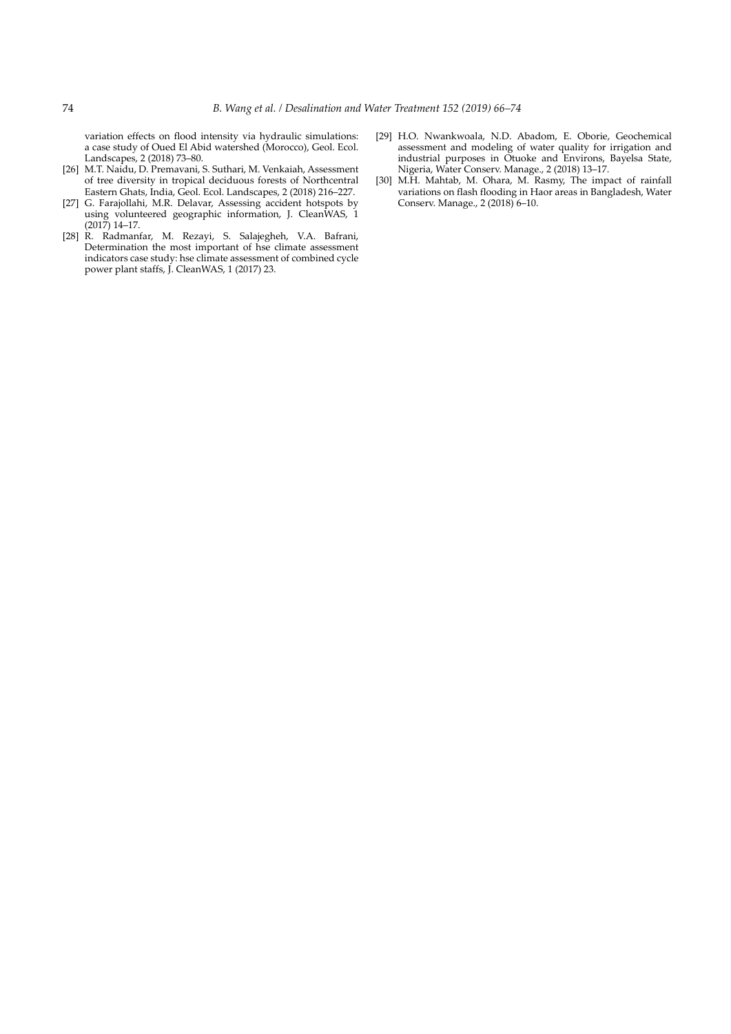variation effects on flood intensity via hydraulic simulations: a case study of Oued El Abid watershed (Morocco), Geol. Ecol. Landscapes, 2 (2018) 73–80.

[26] M.T. Naidu, D. Premavani, S. Suthari, M. Venkaiah, Assessment of tree diversity in tropical deciduous forests of Northcentral Eastern Ghats, India, Geol. Ecol. Landscapes, 2 (2018) 216–227.

[27] G. Farajollahi, M.R. Delavar, Assessing accident hotspots by using volunteered geographic information, J. CleanWAS, 1 (2017) 14–17.

[28] R. Radmanfar, M. Rezayi, S. Salajegheh, V.A. Bafrani, Determination the most important of hse climate assessment indicators case study: hse climate assessment of combined cycle power plant staffs, J. CleanWAS, 1 (2017) 23.

[29] H.O. Nwankwoala, N.D. Abadom, E. Oborie, Geochemical assessment and modeling of water quality for irrigation and industrial purposes in Otuoke and Environs, Bayelsa State, Nigeria, Water Conserv. Manage., 2 (2018) 13–17.

[30] M.H. Mahtab, M. Ohara, M. Rasmy, The impact of rainfall variations on flash flooding in Haor areas in Bangladesh, Water Conserv. Manage., 2 (2018) 6–10.